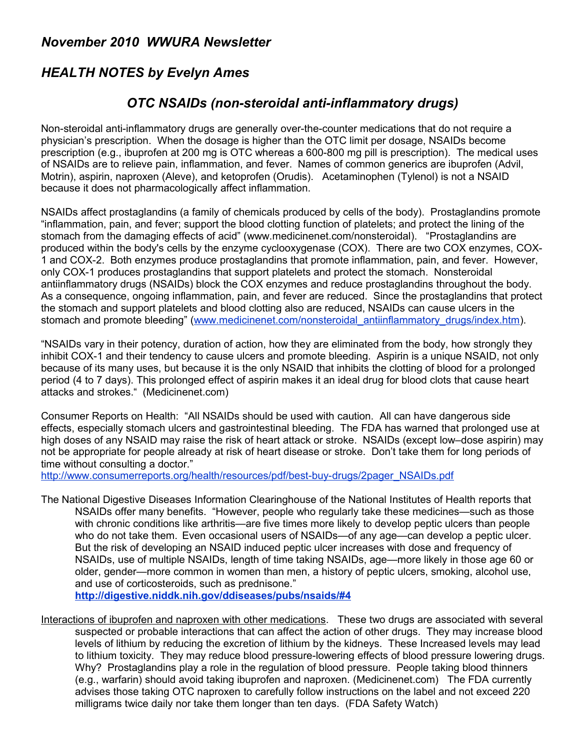## *November 2010 WWURA Newsletter*

## *HEALTH NOTES by Evelyn Ames*

### *OTC NSAIDs (non-steroidal anti-inflammatory drugs)*

Non-steroidal anti-inflammatory drugs are generally over-the-counter medications that do not require a physician's prescription. When the dosage is higher than the OTC limit per dosage, NSAIDs become prescription (e.g., ibuprofen at 200 mg is OTC whereas a 600-800 mg pill is prescription). The medical uses of NSAIDs are to relieve pain, inflammation, and fever. Names of common generics are ibuprofen (Advil, Motrin), aspirin, naproxen (Aleve), and ketoprofen (Orudis). Acetaminophen (Tylenol) is not a NSAID because it does not pharmacologically affect inflammation.

NSAIDs affect prostaglandins (a family of chemicals produced by cells of the body). Prostaglandins promote "inflammation, pain, and fever; support the blood clotting function of platelets; and protect the lining of the stomach from the damaging effects of acid" (www.medicinenet.com/nonsteroidal). "Prostaglandins are produced within the body's cells by the enzyme cyclooxygenase (COX). There are two COX enzymes, COX-1 and COX-2. Both enzymes produce prostaglandins that promote inflammation, pain, and fever. However, only COX-1 produces prostaglandins that support platelets and protect the stomach. Nonsteroidal antiinflammatory drugs (NSAIDs) block the COX enzymes and reduce prostaglandins throughout the body. As a consequence, ongoing inflammation, pain, and fever are reduced. Since the prostaglandins that protect the stomach and support platelets and blood clotting also are reduced, NSAIDs can cause ulcers in the stomach and promote bleeding" ([www.medicinenet.com/nonsteroidal_antiinflammatory_drugs/index.htm](http://www.medicinenet.com/nonsteroidal_antiinflammatory_drugs/index.htm)).

"NSAIDs vary in their potency, duration of action, how they are eliminated from the body, how strongly they inhibit COX-1 and their tendency to cause ulcers and promote bleeding. Aspirin is a unique NSAID, not only because of its many uses, but because it is the only NSAID that inhibits the clotting of blood for a prolonged period (4 to 7 days). This prolonged effect of aspirin makes it an ideal drug for blood clots that cause heart attacks and strokes." (Medicinenet.com)

Consumer Reports on Health: "All NSAIDs should be used with caution. All can have dangerous side effects, especially stomach ulcers and gastrointestinal bleeding. The FDA has warned that prolonged use at high doses of any NSAID may raise the risk of heart attack or stroke. NSAIDs (except low–dose aspirin) may not be appropriate for people already at risk of heart disease or stroke. Don't take them for long periods of time without consulting a doctor."
[http://www.consumerreports.org/health/resources/pdf/best-buy-drugs/2pager_NSAIDs.pdf](http://www.consumerreports.org/health/resources/pdf/best-buy-drugs/2pager_NSAIDs.pdf)

The National Digestive Diseases Information Clearinghouse of the National Institutes of Health reports that NSAIDs offer many benefits. "However, people who regularly take these medicines—such as those with chronic conditions like arthritis—are five times more likely to develop peptic ulcers than people who do not take them. Even occasional users of NSAIDs—of any age—can develop a peptic ulcer. But the risk of developing an NSAID induced peptic ulcer increases with dose and frequency of NSAIDs, use of multiple NSAIDs, length of time taking NSAIDs, age—more likely in those age 60 or older, gender—more common in women than men, a history of peptic ulcers, smoking, alcohol use, and use of corticosteroids, such as prednisone."
**[http://digestive.niddk.nih.gov/ddiseases/pubs/nsaids/#4](http://digestive.niddk.nih.gov/ddiseases/pubs/nsaids/#4)**

<u>Interactions of ibuprofen and naproxen with other medications</u>. These two drugs are associated with several suspected or probable interactions that can affect the action of other drugs. They may increase blood levels of lithium by reducing the excretion of lithium by the kidneys. These Increased levels may lead to lithium toxicity. They may reduce blood pressure-lowering effects of blood pressure lowering drugs. Why? Prostaglandins play a role in the regulation of blood pressure. People taking blood thinners (e.g., warfarin) should avoid taking ibuprofen and naproxen. (Medicinenet.com) The FDA currently advises those taking OTC naproxen to carefully follow instructions on the label and not exceed 220 milligrams twice daily nor take them longer than ten days. (FDA Safety Watch)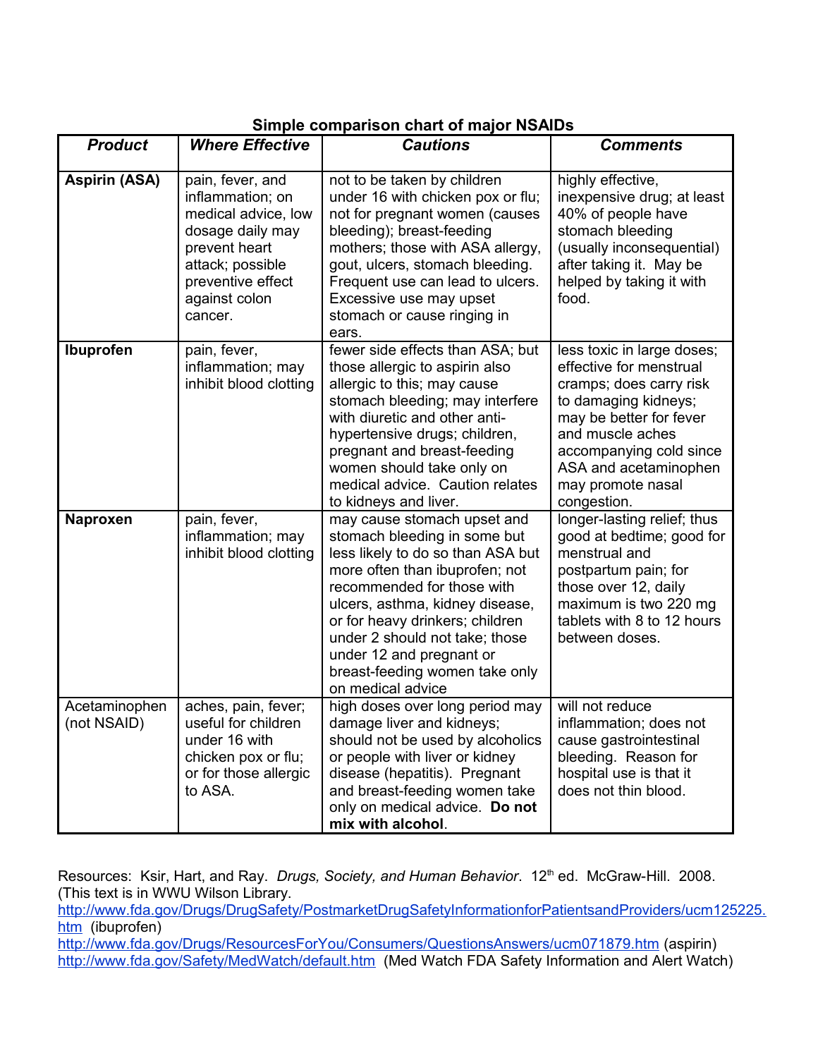**Simple comparison chart of major NSAIDs**

| *Product* | *Where Effective* | *Cautions* | *Comments* |
|---|---|---|---|
| **Aspirin (ASA)** | pain, fever, and inflammation; on medical advice, low dosage daily may prevent heart attack; possible preventive effect against colon cancer. | not to be taken by children under 16 with chicken pox or flu; not for pregnant women (causes bleeding); breast-feeding mothers; those with ASA allergy, gout, ulcers, stomach bleeding. Frequent use can lead to ulcers. Excessive use may upset stomach or cause ringing in ears. | highly effective, inexpensive drug; at least 40% of people have stomach bleeding (usually inconsequential) after taking it. May be helped by taking it with food. |
| **Ibuprofen** | pain, fever, inflammation; may inhibit blood clotting | fewer side effects than ASA; but those allergic to aspirin also allergic to this; may cause stomach bleeding; may interfere with diuretic and other anti-hypertensive drugs; children, pregnant and breast-feeding women should take only on medical advice. Caution relates to kidneys and liver. | less toxic in large doses; effective for menstrual cramps; does carry risk to damaging kidneys; may be better for fever and muscle aches accompanying cold since ASA and acetaminophen may promote nasal congestion. |
| **Naproxen** | pain, fever, inflammation; may inhibit blood clotting | may cause stomach upset and stomach bleeding in some but less likely to do so than ASA but more often than ibuprofen; not recommended for those with ulcers, asthma, kidney disease, or for heavy drinkers; children under 2 should not take; those under 12 and pregnant or breast-feeding women take only on medical advice | longer-lasting relief; thus good at bedtime; good for menstrual and postpartum pain; for those over 12, daily maximum is two 220 mg tablets with 8 to 12 hours between doses. |
| Acetaminophen (not NSAID) | aches, pain, fever; useful for children under 16 with chicken pox or flu; or for those allergic to ASA. | high doses over long period may damage liver and kidneys; should not be used by alcoholics or people with liver or kidney disease (hepatitis). Pregnant and breast-feeding women take only on medical advice. **Do not mix with alcohol**. | will not reduce inflammation; does not cause gastrointestinal bleeding. Reason for hospital use is that it does not thin blood. |

Resources: Ksir, Hart, and Ray. *Drugs, Society, and Human Behavior*. 12th ed. McGraw-Hill. 2008. (This text is in WWU Wilson Library.

http://www.fda.gov/Drugs/DrugSafety/PostmarketDrugSafetyInformationforPatientsandProviders/ucm125225.htm (ibuprofen)

http://www.fda.gov/Drugs/ResourcesForYou/Consumers/QuestionsAnswers/ucm071879.htm (aspirin)

http://www.fda.gov/Safety/MedWatch/default.htm (Med Watch FDA Safety Information and Alert Watch)